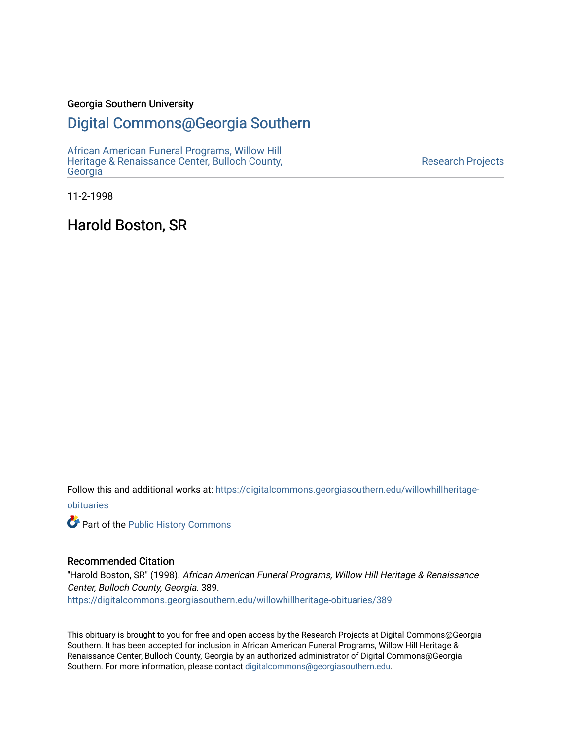Georgia Southern University

# Digital Commons@Georgia Southern

African American Funeral Programs, Willow Hill Heritage & Renaissance Center, Bulloch County, Georgia

Research Projects

11-2-1998

## Harold Boston, SR

Follow this and additional works at: https://digitalcommons.georgiasouthern.edu/willowhillheritage-obituaries

Part of the Public History Commons

### Recommended Citation

"Harold Boston, SR" (1998). *African American Funeral Programs, Willow Hill Heritage & Renaissance Center, Bulloch County, Georgia*. 389.
https://digitalcommons.georgiasouthern.edu/willowhillheritage-obituaries/389

This obituary is brought to you for free and open access by the Research Projects at Digital Commons@Georgia Southern. It has been accepted for inclusion in African American Funeral Programs, Willow Hill Heritage & Renaissance Center, Bulloch County, Georgia by an authorized administrator of Digital Commons@Georgia Southern. For more information, please contact digitalcommons@georgiasouthern.edu.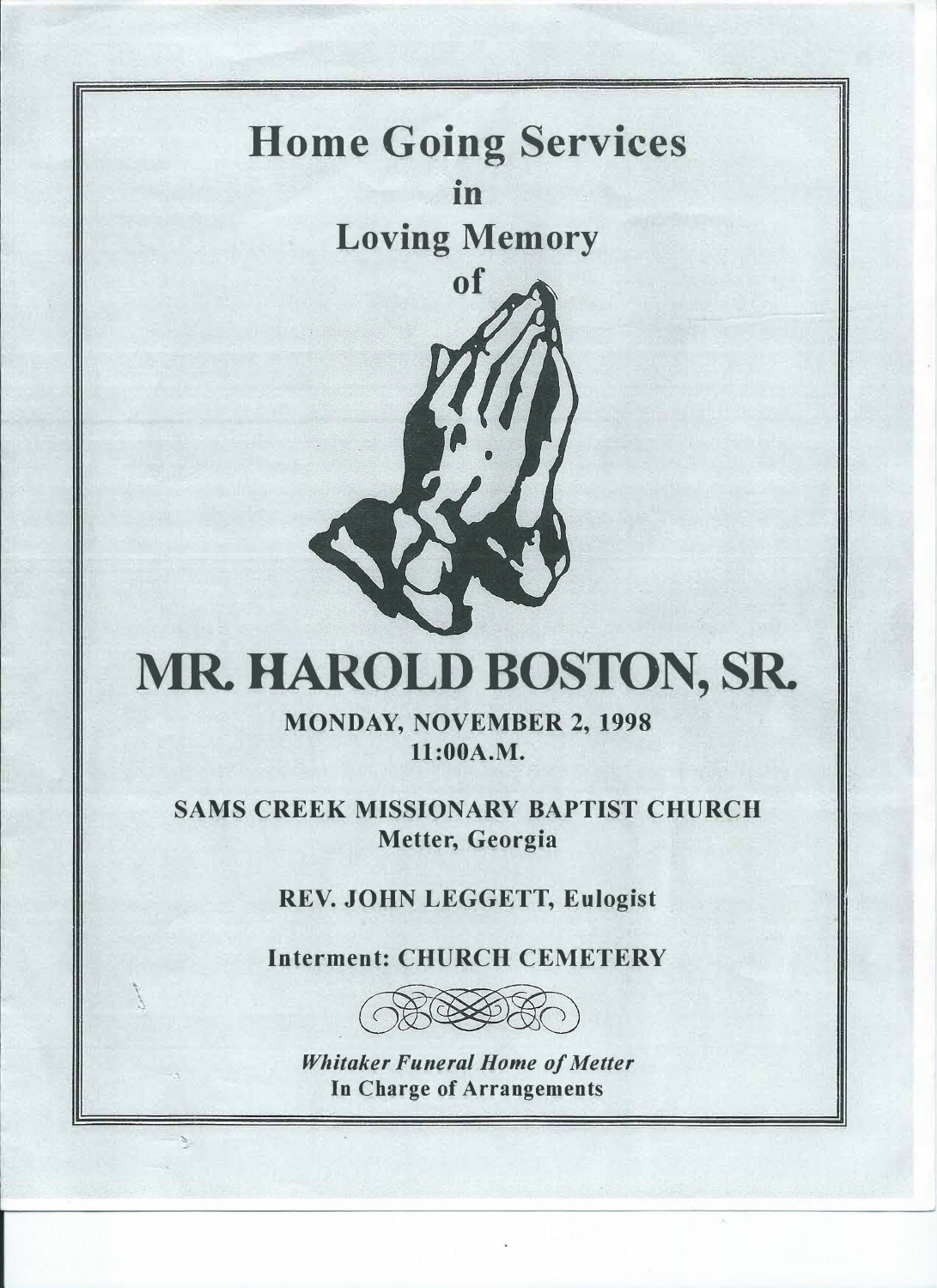# Home Going Services
## in
## Loving Memory
## of

# MR. HAROLD BOSTON, SR.

**MONDAY, NOVEMBER 2, 1998**
**11:00A.M.**

**SAMS CREEK MISSIONARY BAPTIST CHURCH**
**Metter, Georgia**

**REV. JOHN LEGGETT, Eulogist**

**Interment: CHURCH CEMETERY**

***Whitaker Funeral Home of Metter***
**In Charge of Arrangements**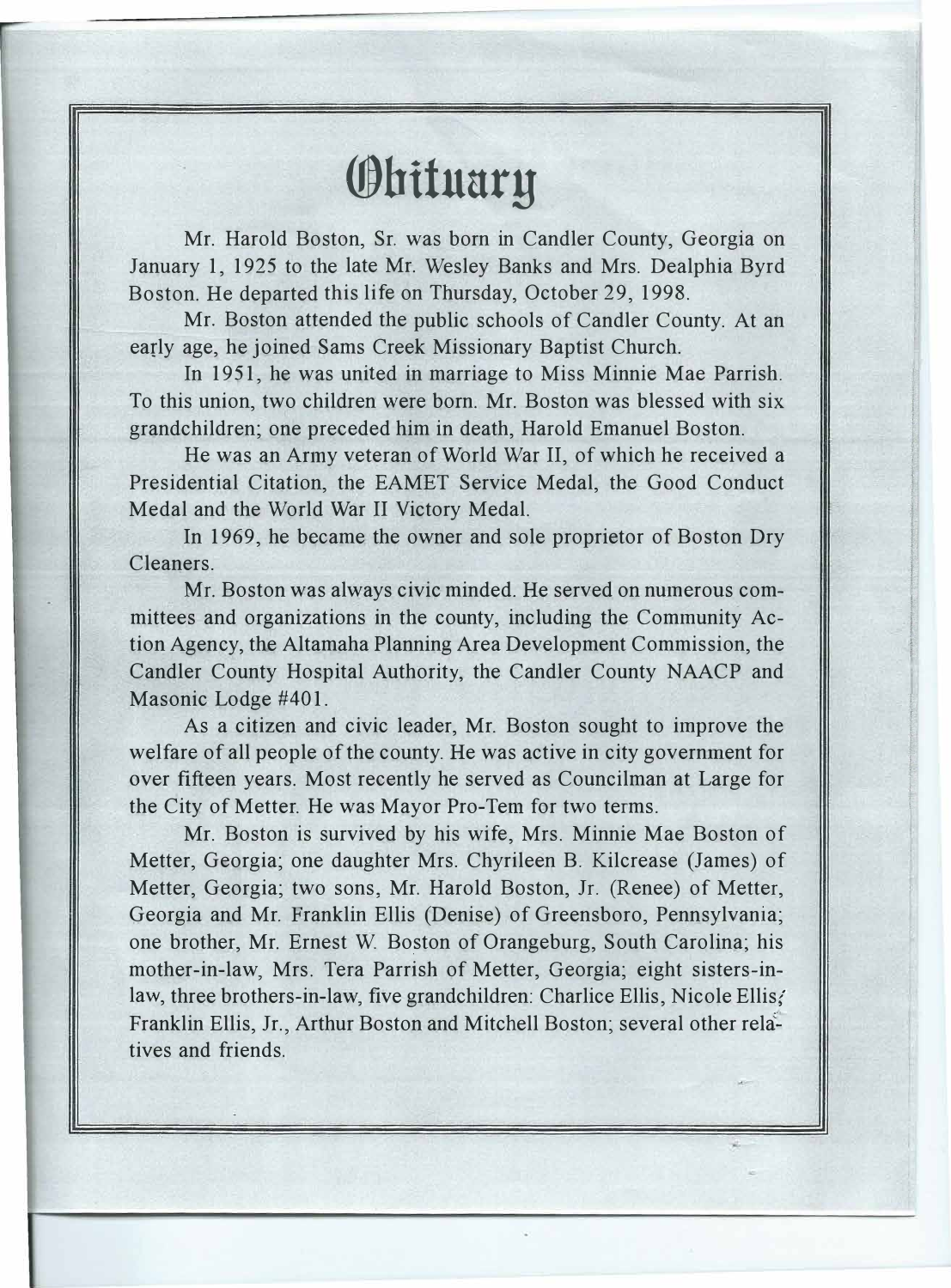# Obituary

Mr. Harold Boston, Sr. was born in Candler County, Georgia on January 1, 1925 to the late Mr. Wesley Banks and Mrs. Dealphia Byrd Boston. He departed this life on Thursday, October 29, 1998.

Mr. Boston attended the public schools of Candler County. At an early age, he joined Sams Creek Missionary Baptist Church.

In 1951, he was united in marriage to Miss Minnie Mae Parrish. To this union, two children were born. Mr. Boston was blessed with six grandchildren; one preceded him in death, Harold Emanuel Boston.

He was an Army veteran of World War II, of which he received a Presidential Citation, the EAMET Service Medal, the Good Conduct Medal and the World War II Victory Medal.

In 1969, he became the owner and sole proprietor of Boston Dry Cleaners.

Mr. Boston was always civic minded. He served on numerous committees and organizations in the county, including the Community Action Agency, the Altamaha Planning Area Development Commission, the Candler County Hospital Authority, the Candler County NAACP and Masonic Lodge #401.

As a citizen and civic leader, Mr. Boston sought to improve the welfare of all people of the county. He was active in city government for over fifteen years. Most recently he served as Councilman at Large for the City of Metter. He was Mayor Pro-Tem for two terms.

Mr. Boston is survived by his wife, Mrs. Minnie Mae Boston of Metter, Georgia; one daughter Mrs. Chyrileen B. Kilcrease (James) of Metter, Georgia; two sons, Mr. Harold Boston, Jr. (Renee) of Metter, Georgia and Mr. Franklin Ellis (Denise) of Greensboro, Pennsylvania; one brother, Mr. Ernest W. Boston of Orangeburg, South Carolina; his mother-in-law, Mrs. Tera Parrish of Metter, Georgia; eight sisters-in-law, three brothers-in-law, five grandchildren: Charlice Ellis, Nicole Ellis, Franklin Ellis, Jr., Arthur Boston and Mitchell Boston; several other relatives and friends.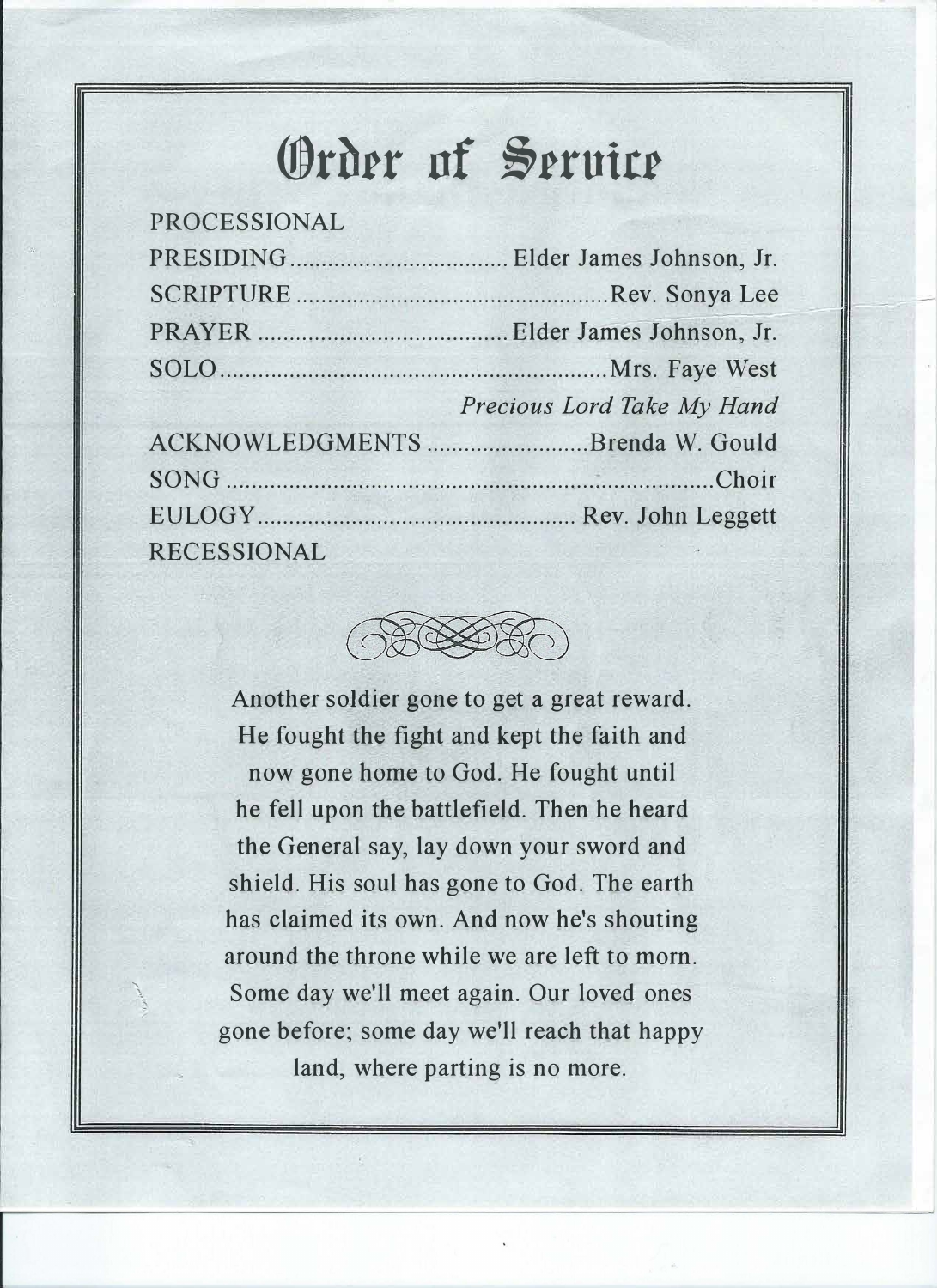# Order of Service

PROCESSIONAL

PRESIDING .................................. Elder James Johnson, Jr.

SCRIPTURE ................................................. Rev. Sonya Lee

PRAYER ....................................... Elder James Johnson, Jr.

SOLO ............................................................ Mrs. Faye West

*Precious Lord Take My Hand*

ACKNOWLEDGMENTS ......................... Brenda W. Gould

SONG .............................................................................. Choir

EULOGY .................................................. Rev. John Leggett

RECESSIONAL

Another soldier gone to get a great reward. He fought the fight and kept the faith and now gone home to God. He fought until he fell upon the battlefield. Then he heard the General say, lay down your sword and shield. His soul has gone to God. The earth has claimed its own. And now he's shouting around the throne while we are left to morn. Some day we'll meet again. Our loved ones gone before; some day we'll reach that happy land, where parting is no more.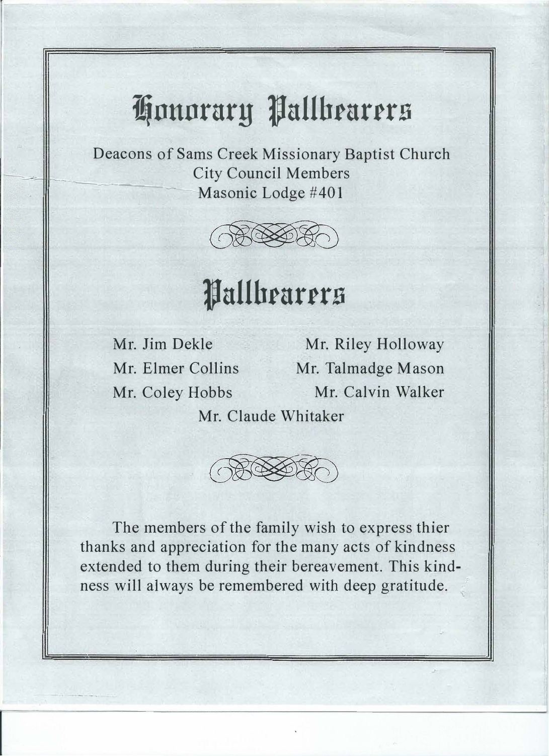# Honorary Pallbearers

Deacons of Sams Creek Missionary Baptist Church
City Council Members
Masonic Lodge #401

# Pallbearers

Mr. Jim Dekle
Mr. Elmer Collins
Mr. Coley Hobbs
Mr. Riley Holloway
Mr. Talmadge Mason
Mr. Calvin Walker
Mr. Claude Whitaker

The members of the family wish to express thier thanks and appreciation for the many acts of kindness extended to them during their bereavement. This kindness will always be remembered with deep gratitude.